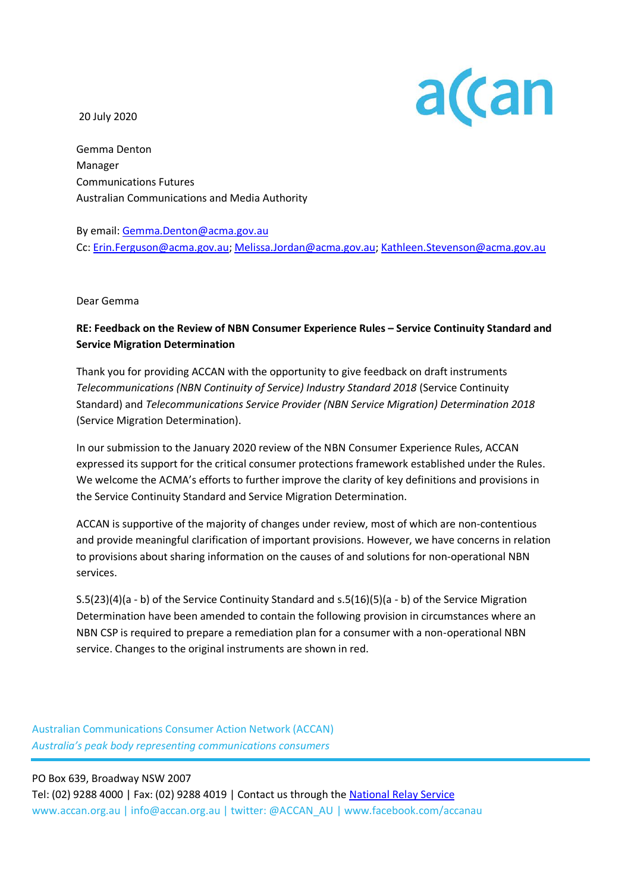20 July 2020

Gemma Denton
Manager
Communications Futures
Australian Communications and Media Authority

By email: Gemma.Denton@acma.gov.au
Cc: Erin.Ferguson@acma.gov.au; Melissa.Jordan@acma.gov.au; Kathleen.Stevenson@acma.gov.au

Dear Gemma

**RE: Feedback on the Review of NBN Consumer Experience Rules – Service Continuity Standard and Service Migration Determination**

Thank you for providing ACCAN with the opportunity to give feedback on draft instruments *Telecommunications (NBN Continuity of Service) Industry Standard 2018* (Service Continuity Standard) and *Telecommunications Service Provider (NBN Service Migration) Determination 2018* (Service Migration Determination).

In our submission to the January 2020 review of the NBN Consumer Experience Rules, ACCAN expressed its support for the critical consumer protections framework established under the Rules. We welcome the ACMA's efforts to further improve the clarity of key definitions and provisions in the Service Continuity Standard and Service Migration Determination.

ACCAN is supportive of the majority of changes under review, most of which are non-contentious and provide meaningful clarification of important provisions. However, we have concerns in relation to provisions about sharing information on the causes of and solutions for non-operational NBN services.

S.5(23)(4)(a - b) of the Service Continuity Standard and s.5(16)(5)(a - b) of the Service Migration Determination have been amended to contain the following provision in circumstances where an NBN CSP is required to prepare a remediation plan for a consumer with a non-operational NBN service. Changes to the original instruments are shown in red.

Australian Communications Consumer Action Network (ACCAN)
*Australia's peak body representing communications consumers*

PO Box 639, Broadway NSW 2007
Tel: (02) 9288 4000 | Fax: (02) 9288 4019 | Contact us through the National Relay Service
www.accan.org.au | info@accan.org.au | twitter: @ACCAN_AU | www.facebook.com/accanau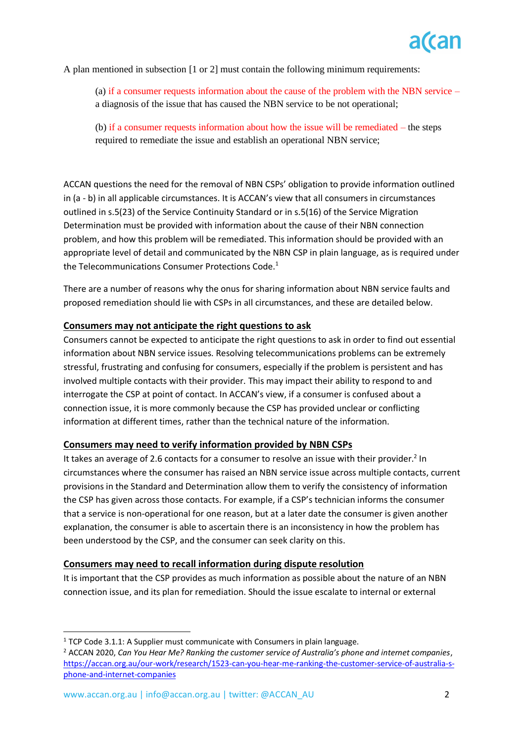A plan mentioned in subsection [1 or 2] must contain the following minimum requirements:

> (a) if a consumer requests information about the cause of the problem with the NBN service – a diagnosis of the issue that has caused the NBN service to be not operational;
>
> (b) if a consumer requests information about how the issue will be remediated – the steps required to remediate the issue and establish an operational NBN service;

ACCAN questions the need for the removal of NBN CSPs' obligation to provide information outlined in (a - b) in all applicable circumstances. It is ACCAN's view that all consumers in circumstances outlined in s.5(23) of the Service Continuity Standard or in s.5(16) of the Service Migration Determination must be provided with information about the cause of their NBN connection problem, and how this problem will be remediated. This information should be provided with an appropriate level of detail and communicated by the NBN CSP in plain language, as is required under the Telecommunications Consumer Protections Code.[1]

There are a number of reasons why the onus for sharing information about NBN service faults and proposed remediation should lie with CSPs in all circumstances, and these are detailed below.

**Consumers may not anticipate the right questions to ask**

Consumers cannot be expected to anticipate the right questions to ask in order to find out essential information about NBN service issues. Resolving telecommunications problems can be extremely stressful, frustrating and confusing for consumers, especially if the problem is persistent and has involved multiple contacts with their provider. This may impact their ability to respond to and interrogate the CSP at point of contact. In ACCAN's view, if a consumer is confused about a connection issue, it is more commonly because the CSP has provided unclear or conflicting information at different times, rather than the technical nature of the information.

**Consumers may need to verify information provided by NBN CSPs**

It takes an average of 2.6 contacts for a consumer to resolve an issue with their provider.[2] In circumstances where the consumer has raised an NBN service issue across multiple contacts, current provisions in the Standard and Determination allow them to verify the consistency of information the CSP has given across those contacts. For example, if a CSP's technician informs the consumer that a service is non-operational for one reason, but at a later date the consumer is given another explanation, the consumer is able to ascertain there is an inconsistency in how the problem has been understood by the CSP, and the consumer can seek clarity on this.

**Consumers may need to recall information during dispute resolution**

It is important that the CSP provides as much information as possible about the nature of an NBN connection issue, and its plan for remediation. Should the issue escalate to internal or external

---

[1] TCP Code 3.1.1: A Supplier must communicate with Consumers in plain language.

[2] ACCAN 2020, *Can You Hear Me? Ranking the customer service of Australia's phone and internet companies*, https://accan.org.au/our-work/research/1523-can-you-hear-me-ranking-the-customer-service-of-australia-s-phone-and-internet-companies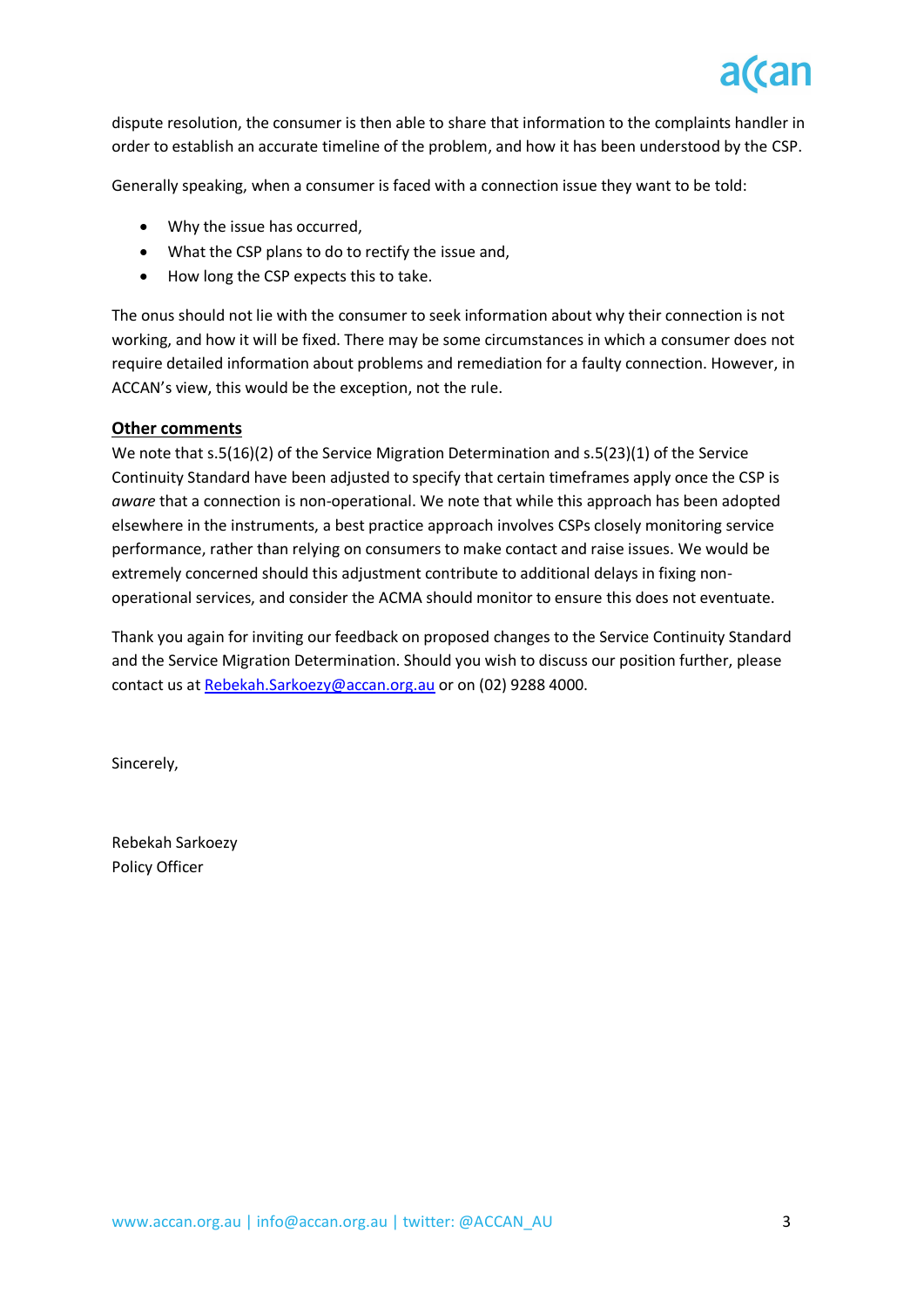dispute resolution, the consumer is then able to share that information to the complaints handler in order to establish an accurate timeline of the problem, and how it has been understood by the CSP.

Generally speaking, when a consumer is faced with a connection issue they want to be told:

- Why the issue has occurred,
- What the CSP plans to do to rectify the issue and,
- How long the CSP expects this to take.

The onus should not lie with the consumer to seek information about why their connection is not working, and how it will be fixed. There may be some circumstances in which a consumer does not require detailed information about problems and remediation for a faulty connection. However, in ACCAN's view, this would be the exception, not the rule.

**Other comments**

We note that s.5(16)(2) of the Service Migration Determination and s.5(23)(1) of the Service Continuity Standard have been adjusted to specify that certain timeframes apply once the CSP is *aware* that a connection is non-operational. We note that while this approach has been adopted elsewhere in the instruments, a best practice approach involves CSPs closely monitoring service performance, rather than relying on consumers to make contact and raise issues. We would be extremely concerned should this adjustment contribute to additional delays in fixing non-operational services, and consider the ACMA should monitor to ensure this does not eventuate.

Thank you again for inviting our feedback on proposed changes to the Service Continuity Standard and the Service Migration Determination. Should you wish to discuss our position further, please contact us at Rebekah.Sarkoezy@accan.org.au or on (02) 9288 4000.

Sincerely,

Rebekah Sarkoezy
Policy Officer